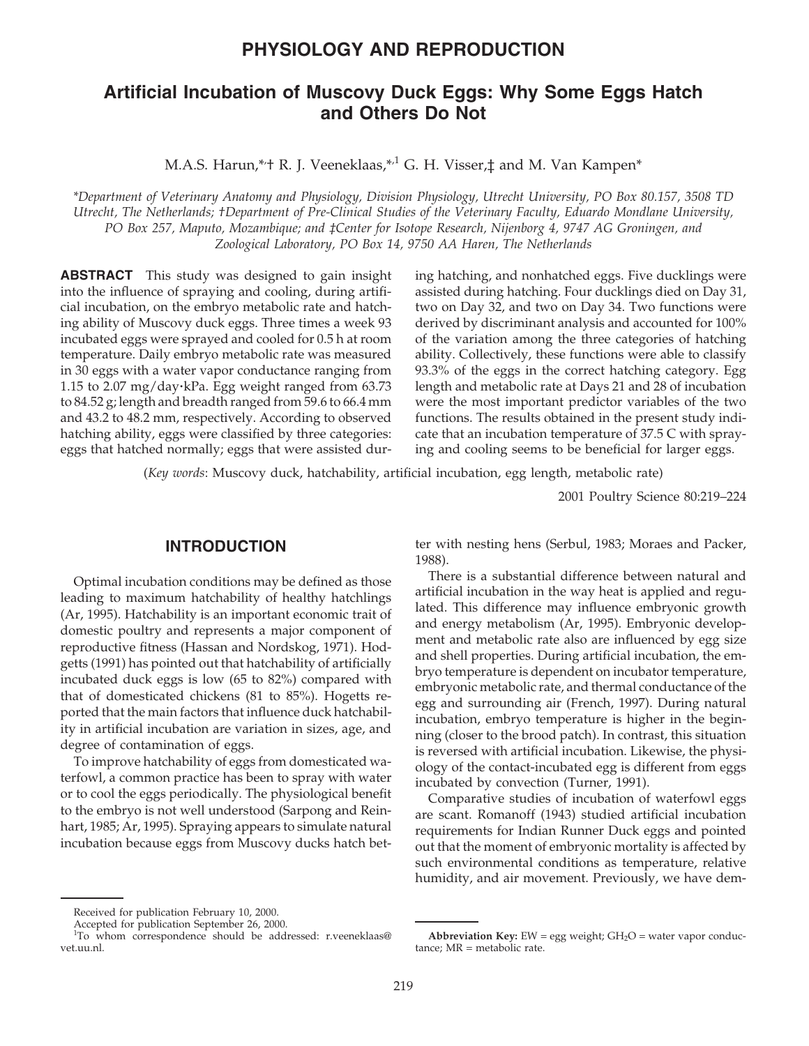# PHYSIOLOGY AND REPRODUCTION

## Artificial Incubation of Muscovy Duck Eggs: Why Some Eggs Hatch and Others Do Not

M.A.S. Harun,*† R. J. Veeneklaas,*[,1] G. H. Visser,‡ and M. Van Kampen*

*Department of Veterinary Anatomy and Physiology, Division Physiology, Utrecht University, PO Box 80.157, 3508 TD Utrecht, The Netherlands; †Department of Pre-Clinical Studies of the Veterinary Faculty, Eduardo Mondlane University, PO Box 257, Maputo, Mozambique; and ‡Center for Isotope Research, Nijenborg 4, 9747 AG Groningen, and Zoological Laboratory, PO Box 14, 9750 AA Haren, The Netherlands*

**ABSTRACT** This study was designed to gain insight into the influence of spraying and cooling, during artificial incubation, on the embryo metabolic rate and hatching ability of Muscovy duck eggs. Three times a week 93 incubated eggs were sprayed and cooled for 0.5 h at room temperature. Daily embryo metabolic rate was measured in 30 eggs with a water vapor conductance ranging from 1.15 to 2.07 mg/day·kPa. Egg weight ranged from 63.73 to 84.52 g; length and breadth ranged from 59.6 to 66.4 mm and 43.2 to 48.2 mm, respectively. According to observed hatching ability, eggs were classified by three categories: eggs that hatched normally; eggs that were assisted during hatching, and nonhatched eggs. Five ducklings were assisted during hatching. Four ducklings died on Day 31, two on Day 32, and two on Day 34. Two functions were derived by discriminant analysis and accounted for 100% of the variation among the three categories of hatching ability. Collectively, these functions were able to classify 93.3% of the eggs in the correct hatching category. Egg length and metabolic rate at Days 21 and 28 of incubation were the most important predictor variables of the two functions. The results obtained in the present study indicate that an incubation temperature of 37.5 C with spraying and cooling seems to be beneficial for larger eggs.

(*Key words*: Muscovy duck, hatchability, artificial incubation, egg length, metabolic rate)

2001 Poultry Science 80:219–224

## INTRODUCTION

Optimal incubation conditions may be defined as those leading to maximum hatchability of healthy hatchlings (Ar, 1995). Hatchability is an important economic trait of domestic poultry and represents a major component of reproductive fitness (Hassan and Nordskog, 1971). Hodgetts (1991) has pointed out that hatchability of artificially incubated duck eggs is low (65 to 82%) compared with that of domesticated chickens (81 to 85%). Hogetts reported that the main factors that influence duck hatchability in artificial incubation are variation in sizes, age, and degree of contamination of eggs.

To improve hatchability of eggs from domesticated waterfowl, a common practice has been to spray with water or to cool the eggs periodically. The physiological benefit to the embryo is not well understood (Sarpong and Reinhart, 1985; Ar, 1995). Spraying appears to simulate natural incubation because eggs from Muscovy ducks hatch better with nesting hens (Serbul, 1983; Moraes and Packer, 1988).

There is a substantial difference between natural and artificial incubation in the way heat is applied and regulated. This difference may influence embryonic growth and energy metabolism (Ar, 1995). Embryonic development and metabolic rate also are influenced by egg size and shell properties. During artificial incubation, the embryo temperature is dependent on incubator temperature, embryonic metabolic rate, and thermal conductance of the egg and surrounding air (French, 1997). During natural incubation, embryo temperature is higher in the beginning (closer to the brood patch). In contrast, this situation is reversed with artificial incubation. Likewise, the physiology of the contact-incubated egg is different from eggs incubated by convection (Turner, 1991).

Comparative studies of incubation of waterfowl eggs are scant. Romanoff (1943) studied artificial incubation requirements for Indian Runner Duck eggs and pointed out that the moment of embryonic mortality is affected by such environmental conditions as temperature, relative humidity, and air movement. Previously, we have dem-

Received for publication February 10, 2000.
Accepted for publication September 26, 2000.
[1]To whom correspondence should be addressed: r.veeneklaas@vet.uu.nl.

**Abbreviation Key:** EW = egg weight; $GH_2O$ = water vapor conductance; MR = metabolic rate.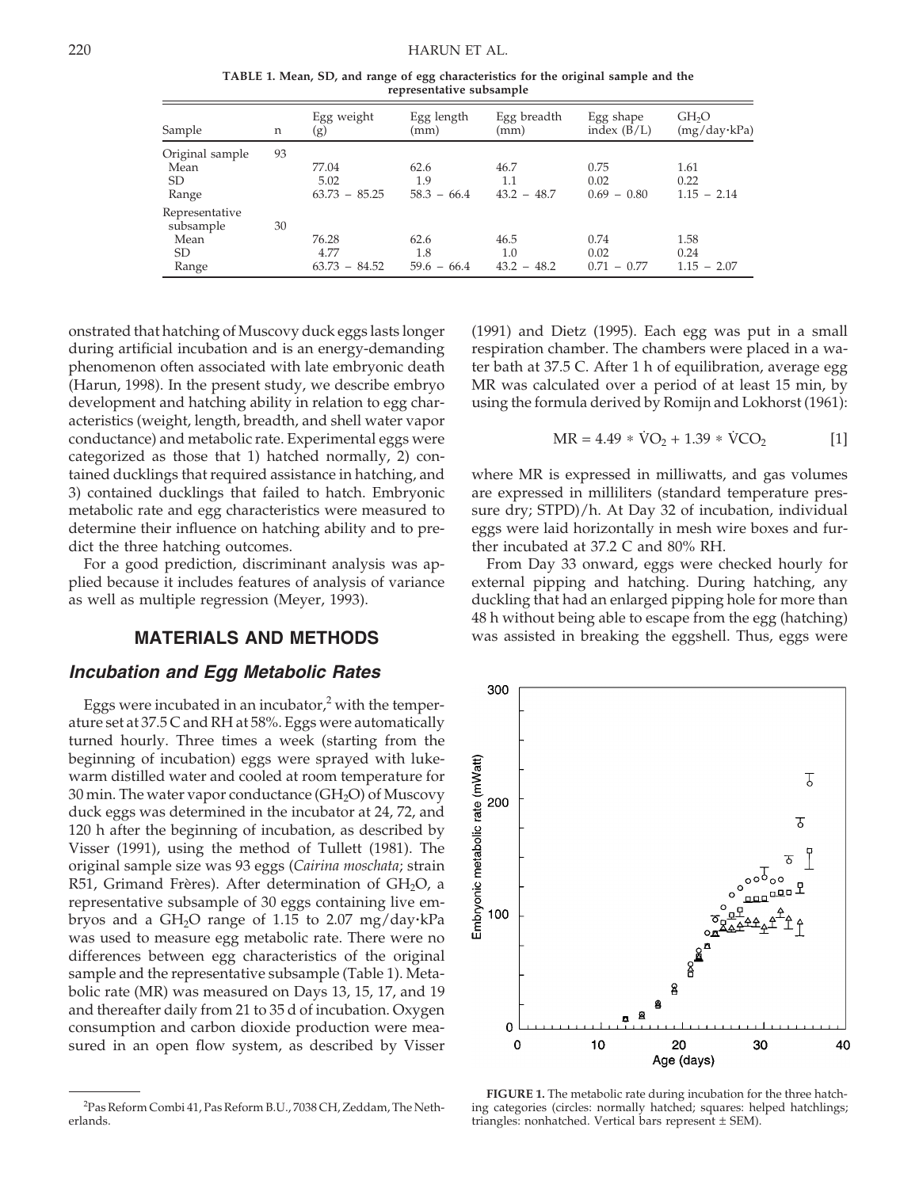TABLE 1. Mean, SD, and range of egg characteristics for the original sample and the representative subsample

| Sample | n | Egg weight (g) | Egg length (mm) | Egg breadth (mm) | Egg shape index (B/L) | $GH_2O$ (mg/day·kPa) |
|---|---|---|---|---|---|---|
| Original sample | 93 | | | | | |
| Mean | | 77.04 | 62.6 | 46.7 | 0.75 | 1.61 |
| SD | | 5.02 | 1.9 | 1.1 | 0.02 | 0.22 |
| Range | | 63.73 – 85.25 | 58.3 – 66.4 | 43.2 – 48.7 | 0.69 – 0.80 | 1.15 – 2.14 |
| Representative subsample | 30 | | | | | |
| Mean | | 76.28 | 62.6 | 46.5 | 0.74 | 1.58 |
| SD | | 4.77 | 1.8 | 1.0 | 0.02 | 0.24 |
| Range | | 63.73 – 84.52 | 59.6 – 66.4 | 43.2 – 48.2 | 0.71 – 0.77 | 1.15 – 2.07 |

onstrated that hatching of Muscovy duck eggs lasts longer during artificial incubation and is an energy-demanding phenomenon often associated with late embryonic death (Harun, 1998). In the present study, we describe embryo development and hatching ability in relation to egg characteristics (weight, length, breadth, and shell water vapor conductance) and metabolic rate. Experimental eggs were categorized as those that 1) hatched normally, 2) contained ducklings that required assistance in hatching, and 3) contained ducklings that failed to hatch. Embryonic metabolic rate and egg characteristics were measured to determine their influence on hatching ability and to predict the three hatching outcomes.

For a good prediction, discriminant analysis was applied because it includes features of analysis of variance as well as multiple regression (Meyer, 1993).

## MATERIALS AND METHODS

### *Incubation and Egg Metabolic Rates*

Eggs were incubated in an incubator,[2] with the temperature set at 37.5 C and RH at 58%. Eggs were automatically turned hourly. Three times a week (starting from the beginning of incubation) eggs were sprayed with lukewarm distilled water and cooled at room temperature for 30 min. The water vapor conductance ($GH_2O$) of Muscovy duck eggs was determined in the incubator at 24, 72, and 120 h after the beginning of incubation, as described by Visser (1991), using the method of Tullett (1981). The original sample size was 93 eggs (*Cairina moschata*; strain R51, Grimand Frères). After determination of $GH_2O$, a representative subsample of 30 eggs containing live embryos and a $GH_2O$ range of 1.15 to 2.07 mg/day·kPa was used to measure egg metabolic rate. There were no differences between egg characteristics of the original sample and the representative subsample (Table 1). Metabolic rate (MR) was measured on Days 13, 15, 17, and 19 and thereafter daily from 21 to 35 d of incubation. Oxygen consumption and carbon dioxide production were measured in an open flow system, as described by Visser (1991) and Dietz (1995). Each egg was put in a small respiration chamber. The chambers were placed in a water bath at 37.5 C. After 1 h of equilibration, average egg MR was calculated over a period of at least 15 min, by using the formula derived by Romijn and Lokhorst (1961):

$$MR = 4.49 * \dot{V}O_2 + 1.39 * \dot{V}CO_2 \qquad [1]$$

where MR is expressed in milliwatts, and gas volumes are expressed in milliliters (standard temperature pressure dry; STPD)/h. At Day 32 of incubation, individual eggs were laid horizontally in mesh wire boxes and further incubated at 37.2 C and 80% RH.

From Day 33 onward, eggs were checked hourly for external pipping and hatching. During hatching, any duckling that had an enlarged pipping hole for more than 48 h without being able to escape from the egg (hatching) was assisted in breaking the eggshell. Thus, eggs were

FIGURE 1. The metabolic rate during incubation for the three hatching categories (circles: normally hatched; squares: helped hatchlings; triangles: nonhatched. Vertical bars represent ± SEM).

[2]Pas Reform Combi 41, Pas Reform B.U., 7038 CH, Zeddam, The Netherlands.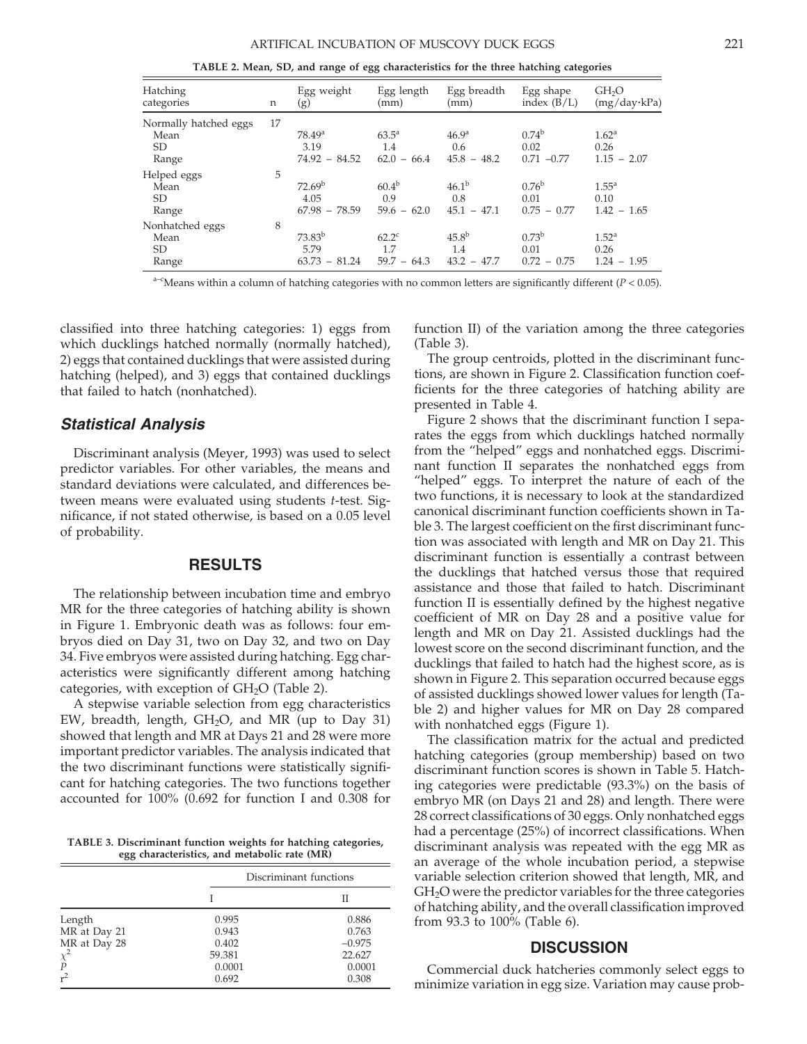**TABLE 2. Mean, SD, and range of egg characteristics for the three hatching categories**

| Hatching categories | n | Egg weight (g) | Egg length (mm) | Egg breadth (mm) | Egg shape index (B/L) | $GH_2O$ (mg/day·kPa) |
|---|---|---|---|---|---|---|
| Normally hatched eggs | 17 | | | | | |
| Mean | | 78.49[a] | 63.5[a] | 46.9[a] | 0.74[b] | 1.62[a] |
| SD | | 3.19 | 1.4 | 0.6 | 0.02 | 0.26 |
| Range | | 74.92 – 84.52 | 62.0 – 66.4 | 45.8 – 48.2 | 0.71 –0.77 | 1.15 – 2.07 |
| Helped eggs | 5 | | | | | |
| Mean | | 72.69[b] | 60.4[b] | 46.1[b] | 0.76[b] | 1.55[a] |
| SD | | 4.05 | 0.9 | 0.8 | 0.01 | 0.10 |
| Range | | 67.98 – 78.59 | 59.6 – 62.0 | 45.1 – 47.1 | 0.75 – 0.77 | 1.42 – 1.65 |
| Nonhatched eggs | 8 | | | | | |
| Mean | | 73.83[b] | 62.2[c] | 45.8[b] | 0.73[b] | 1.52[a] |
| SD | | 5.79 | 1.7 | 1.4 | 0.01 | 0.26 |
| Range | | 63.73 – 81.24 | 59.7 – 64.3 | 43.2 – 47.7 | 0.72 – 0.75 | 1.24 – 1.95 |

[a–c]Means within a column of hatching categories with no common letters are significantly different ($P < 0.05$).

classified into three hatching categories: 1) eggs from which ducklings hatched normally (normally hatched), 2) eggs that contained ducklings that were assisted during hatching (helped), and 3) eggs that contained ducklings that failed to hatch (nonhatched).

### *Statistical Analysis*

Discriminant analysis (Meyer, 1993) was used to select predictor variables. For other variables, the means and standard deviations were calculated, and differences between means were evaluated using students *t*-test. Significance, if not stated otherwise, is based on a 0.05 level of probability.

## RESULTS

The relationship between incubation time and embryo MR for the three categories of hatching ability is shown in Figure 1. Embryonic death was as follows: four embryos died on Day 31, two on Day 32, and two on Day 34. Five embryos were assisted during hatching. Egg characteristics were significantly different among hatching categories, with exception of $GH_2O$ (Table 2).

A stepwise variable selection from egg characteristics EW, breadth, length, $GH_2O$, and MR (up to Day 31) showed that length and MR at Days 21 and 28 were more important predictor variables. The analysis indicated that the two discriminant functions were statistically significant for hatching categories. The two functions together accounted for 100% (0.692 for function I and 0.308 for function II) of the variation among the three categories (Table 3).

**TABLE 3. Discriminant function weights for hatching categories, egg characteristics, and metabolic rate (MR)**

| | Discriminant functions | |
|---|---|---|
| | I | II |
| Length | 0.995 | 0.886 |
| MR at Day 21 | 0.943 | 0.763 |
| MR at Day 28 | 0.402 | −0.975 |
| $\chi^2$ | 59.381 | 22.627 |
| $P$ | 0.0001 | 0.0001 |
| $r^2$ | 0.692 | 0.308 |

The group centroids, plotted in the discriminant functions, are shown in Figure 2. Classification function coefficients for the three categories of hatching ability are presented in Table 4.

Figure 2 shows that the discriminant function I separates the eggs from which ducklings hatched normally from the "helped" eggs and nonhatched eggs. Discriminant function II separates the nonhatched eggs from "helped" eggs. To interpret the nature of each of the two functions, it is necessary to look at the standardized canonical discriminant function coefficients shown in Table 3. The largest coefficient on the first discriminant function was associated with length and MR on Day 21. This discriminant function is essentially a contrast between the ducklings that hatched versus those that required assistance and those that failed to hatch. Discriminant function II is essentially defined by the highest negative coefficient of MR on Day 28 and a positive value for length and MR on Day 21. Assisted ducklings had the lowest score on the second discriminant function, and the ducklings that failed to hatch had the highest score, as is shown in Figure 2. This separation occurred because eggs of assisted ducklings showed lower values for length (Table 2) and higher values for MR on Day 28 compared with nonhatched eggs (Figure 1).

The classification matrix for the actual and predicted hatching categories (group membership) based on two discriminant function scores is shown in Table 5. Hatching categories were predictable (93.3%) on the basis of embryo MR (on Days 21 and 28) and length. There were 28 correct classifications of 30 eggs. Only nonhatched eggs had a percentage (25%) of incorrect classifications. When discriminant analysis was repeated with the egg MR as an average of the whole incubation period, a stepwise variable selection criterion showed that length, MR, and $GH_2O$ were the predictor variables for the three categories of hatching ability, and the overall classification improved from 93.3 to 100% (Table 6).

## DISCUSSION

Commercial duck hatcheries commonly select eggs to minimize variation in egg size. Variation may cause prob-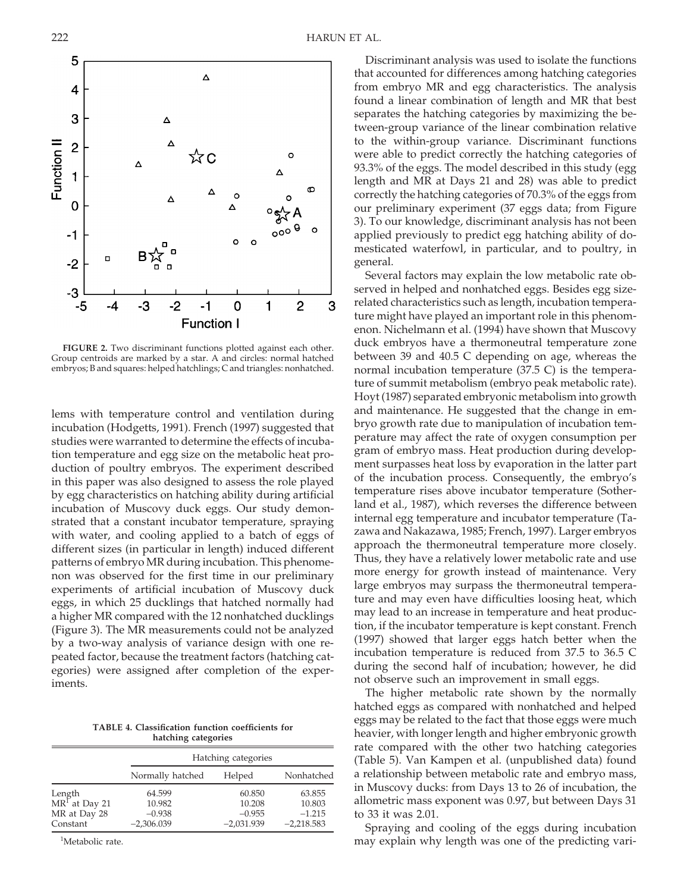FIGURE 2. Two discriminant functions plotted against each other. Group centroids are marked by a star. A and circles: normal hatched embryos; B and squares: helped hatchlings; C and triangles: nonhatched.

lems with temperature control and ventilation during incubation (Hodgetts, 1991). French (1997) suggested that studies were warranted to determine the effects of incubation temperature and egg size on the metabolic heat production of poultry embryos. The experiment described in this paper was also designed to assess the role played by egg characteristics on hatching ability during artificial incubation of Muscovy duck eggs. Our study demonstrated that a constant incubator temperature, spraying with water, and cooling applied to a batch of eggs of different sizes (in particular in length) induced different patterns of embryo MR during incubation. This phenomenon was observed for the first time in our preliminary experiments of artificial incubation of Muscovy duck eggs, in which 25 ducklings that hatched normally had a higher MR compared with the 12 nonhatched ducklings (Figure 3). The MR measurements could not be analyzed by a two-way analysis of variance design with one repeated factor, because the treatment factors (hatching categories) were assigned after completion of the experiments.

**TABLE 4. Classification function coefficients for hatching categories**

| | Hatching categories | | |
|---|---|---|---|
| | Normally hatched | Helped | Nonhatched |
| Length | 64.599 | 60.850 | 63.855 |
| MR[1] at Day 21 | 10.982 | 10.208 | 10.803 |
| MR at Day 28 | −0.938 | −0.955 | −1.215 |
| Constant | −2,306.039 | −2,031.939 | −2,218.583 |

[1]Metabolic rate.

Discriminant analysis was used to isolate the functions that accounted for differences among hatching categories from embryo MR and egg characteristics. The analysis found a linear combination of length and MR that best separates the hatching categories by maximizing the between-group variance of the linear combination relative to the within-group variance. Discriminant functions were able to predict correctly the hatching categories of 93.3% of the eggs. The model described in this study (egg length and MR at Days 21 and 28) was able to predict correctly the hatching categories of 70.3% of the eggs from our preliminary experiment (37 eggs data; from Figure 3). To our knowledge, discriminant analysis has not been applied previously to predict egg hatching ability of domesticated waterfowl, in particular, and to poultry, in general.

Several factors may explain the low metabolic rate observed in helped and nonhatched eggs. Besides egg size-related characteristics such as length, incubation temperature might have played an important role in this phenomenon. Nichelmann et al. (1994) have shown that Muscovy duck embryos have a thermoneutral temperature zone between 39 and 40.5 C depending on age, whereas the normal incubation temperature (37.5 C) is the temperature of summit metabolism (embryo peak metabolic rate). Hoyt (1987) separated embryonic metabolism into growth and maintenance. He suggested that the change in embryo growth rate due to manipulation of incubation temperature may affect the rate of oxygen consumption per gram of embryo mass. Heat production during development surpasses heat loss by evaporation in the latter part of the incubation process. Consequently, the embryo's temperature rises above incubator temperature (Sotherland et al., 1987), which reverses the difference between internal egg temperature and incubator temperature (Tazawa and Nakazawa, 1985; French, 1997). Larger embryos approach the thermoneutral temperature more closely. Thus, they have a relatively lower metabolic rate and use more energy for growth instead of maintenance. Very large embryos may surpass the thermoneutral temperature and may even have difficulties loosing heat, which may lead to an increase in temperature and heat production, if the incubator temperature is kept constant. French (1997) showed that larger eggs hatch better when the incubation temperature is reduced from 37.5 to 36.5 C during the second half of incubation; however, he did not observe such an improvement in small eggs.

The higher metabolic rate shown by the normally hatched eggs as compared with nonhatched and helped eggs may be related to the fact that those eggs were much heavier, with longer length and higher embryonic growth rate compared with the other two hatching categories (Table 5). Van Kampen et al. (unpublished data) found a relationship between metabolic rate and embryo mass, in Muscovy ducks: from Days 13 to 26 of incubation, the allometric mass exponent was 0.97, but between Days 31 to 33 it was 2.01.

Spraying and cooling of the eggs during incubation may explain why length was one of the predicting vari-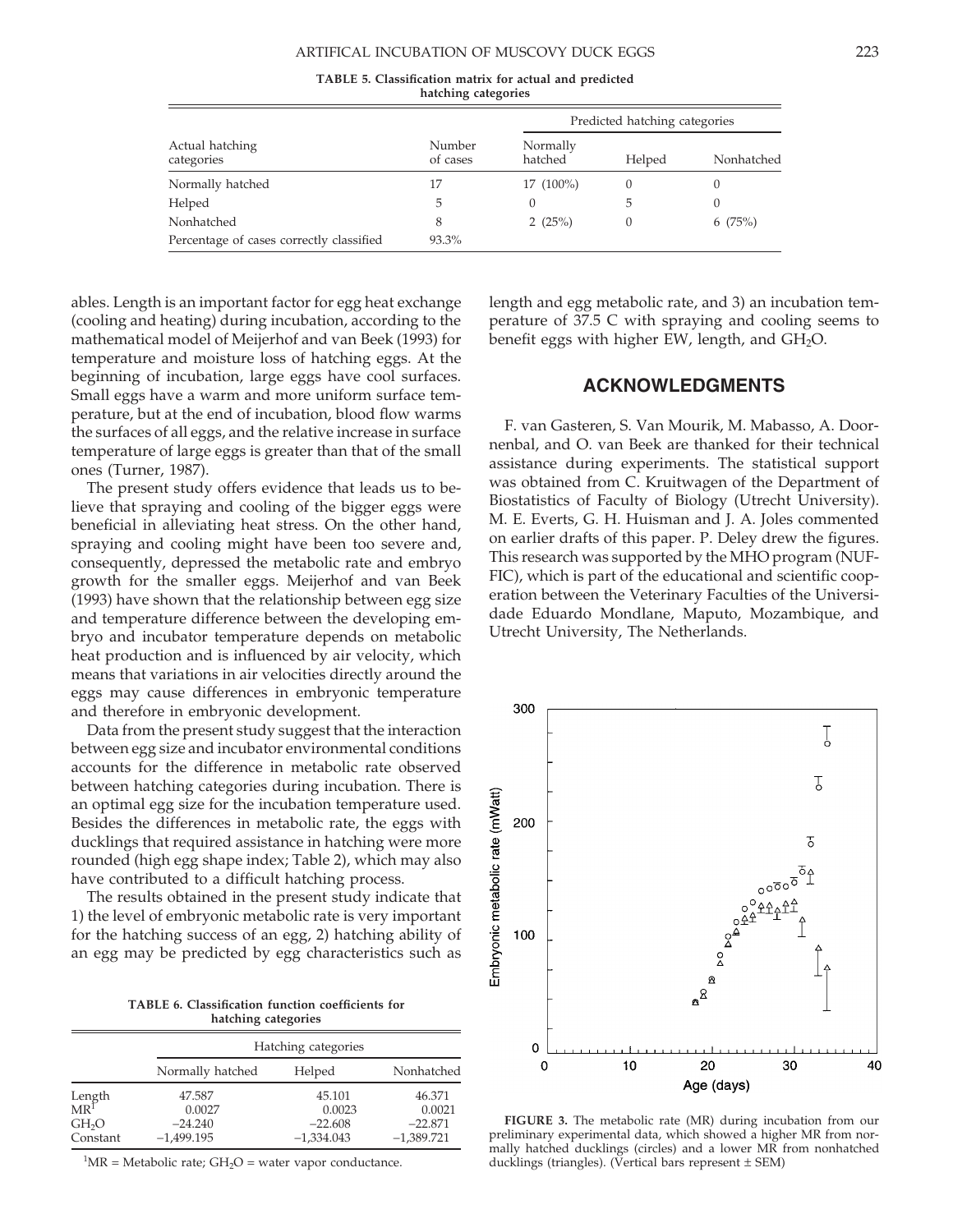**TABLE 5. Classification matrix for actual and predicted hatching categories**

| Actual hatching categories | Number of cases | Predicted hatching categories | | |
|---|---|---|---|---|
| | | Normally hatched | Helped | Nonhatched |
| Normally hatched | 17 | 17 (100%) | 0 | 0 |
| Helped | 5 | 0 | 5 | 0 |
| Nonhatched | 8 | 2 (25%) | 0 | 6 (75%) |
| Percentage of cases correctly classified | 93.3% | | | |

ables. Length is an important factor for egg heat exchange (cooling and heating) during incubation, according to the mathematical model of Meijerhof and van Beek (1993) for temperature and moisture loss of hatching eggs. At the beginning of incubation, large eggs have cool surfaces. Small eggs have a warm and more uniform surface temperature, but at the end of incubation, blood flow warms the surfaces of all eggs, and the relative increase in surface temperature of large eggs is greater than that of the small ones (Turner, 1987).

The present study offers evidence that leads us to believe that spraying and cooling of the bigger eggs were beneficial in alleviating heat stress. On the other hand, spraying and cooling might have been too severe and, consequently, depressed the metabolic rate and embryo growth for the smaller eggs. Meijerhof and van Beek (1993) have shown that the relationship between egg size and temperature difference between the developing embryo and incubator temperature depends on metabolic heat production and is influenced by air velocity, which means that variations in air velocities directly around the eggs may cause differences in embryonic temperature and therefore in embryonic development.

Data from the present study suggest that the interaction between egg size and incubator environmental conditions accounts for the difference in metabolic rate observed between hatching categories during incubation. There is an optimal egg size for the incubation temperature used. Besides the differences in metabolic rate, the eggs with ducklings that required assistance in hatching were more rounded (high egg shape index; Table 2), which may also have contributed to a difficult hatching process.

The results obtained in the present study indicate that 1) the level of embryonic metabolic rate is very important for the hatching success of an egg, 2) hatching ability of an egg may be predicted by egg characteristics such as length and egg metabolic rate, and 3) an incubation temperature of 37.5 C with spraying and cooling seems to benefit eggs with higher EW, length, and $GH_2O$.

**TABLE 6. Classification function coefficients for hatching categories**

| | Hatching categories | | |
|---|---|---|---|
| | Normally hatched | Helped | Nonhatched |
| Length | 47.587 | 45.101 | 46.371 |
| MR[1] | 0.0027 | 0.0023 | 0.0021 |
| $GH_2O$ | −24.240 | −22.608 | −22.871 |
| Constant | −1,499.195 | −1,334.043 | −1,389.721 |

[1]MR = Metabolic rate; $GH_2O$ = water vapor conductance.

## ACKNOWLEDGMENTS

F. van Gasteren, S. Van Mourik, M. Mabasso, A. Doornenbal, and O. van Beek are thanked for their technical assistance during experiments. The statistical support was obtained from C. Kruitwagen of the Department of Biostatistics of Faculty of Biology (Utrecht University). M. E. Everts, G. H. Huisman and J. A. Joles commented on earlier drafts of this paper. P. Deley drew the figures. This research was supported by the MHO program (NUFFIC), which is part of the educational and scientific cooperation between the Veterinary Faculties of the Universidade Eduardo Mondlane, Maputo, Mozambique, and Utrecht University, The Netherlands.

**FIGURE 3.** The metabolic rate (MR) during incubation from our preliminary experimental data, which showed a higher MR from normally hatched ducklings (circles) and a lower MR from nonhatched ducklings (triangles). (Vertical bars represent ± SEM)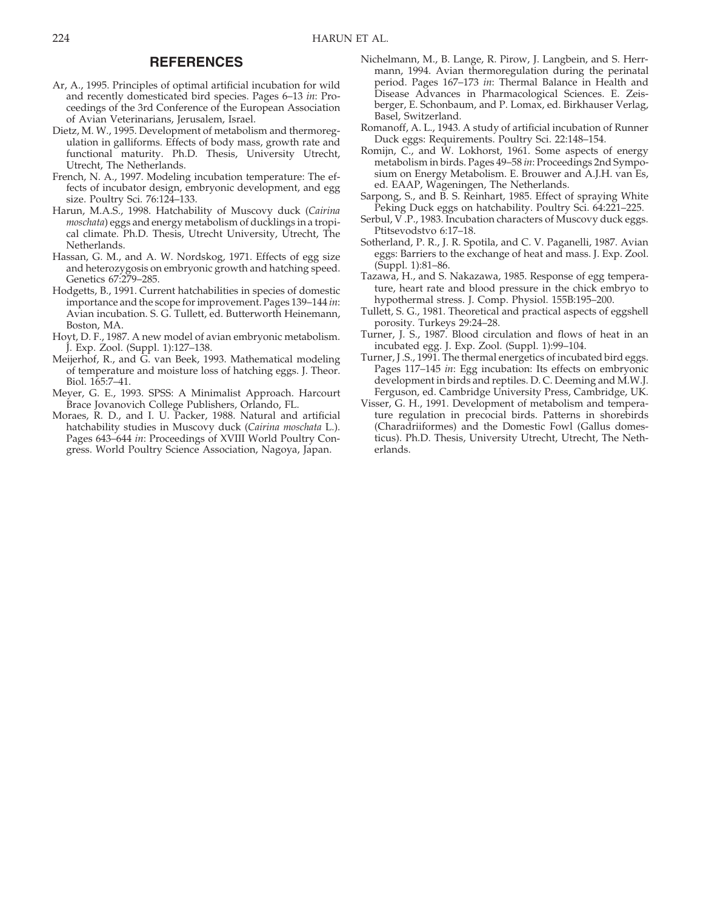## REFERENCES

Ar, A., 1995. Principles of optimal artificial incubation for wild and recently domesticated bird species. Pages 6–13 *in*: Proceedings of the 3rd Conference of the European Association of Avian Veterinarians, Jerusalem, Israel.

Dietz, M. W., 1995. Development of metabolism and thermoregulation in galliforms. Effects of body mass, growth rate and functional maturity. Ph.D. Thesis, University Utrecht, Utrecht, The Netherlands.

French, N. A., 1997. Modeling incubation temperature: The effects of incubator design, embryonic development, and egg size. Poultry Sci. 76:124–133.

Harun, M.A.S., 1998. Hatchability of Muscovy duck (*Cairina moschata*) eggs and energy metabolism of ducklings in a tropical climate. Ph.D. Thesis, Utrecht University, Utrecht, The Netherlands.

Hassan, G. M., and A. W. Nordskog, 1971. Effects of egg size and heterozygosis on embryonic growth and hatching speed. Genetics 67:279–285.

Hodgetts, B., 1991. Current hatchabilities in species of domestic importance and the scope for improvement. Pages 139–144 *in*: Avian incubation. S. G. Tullett, ed. Butterworth Heinemann, Boston, MA.

Hoyt, D. F., 1987. A new model of avian embryonic metabolism. J. Exp. Zool. (Suppl. 1):127–138.

Meijerhof, R., and G. van Beek, 1993. Mathematical modeling of temperature and moisture loss of hatching eggs. J. Theor. Biol. 165:7–41.

Meyer, G. E., 1993. SPSS: A Minimalist Approach. Harcourt Brace Jovanovich College Publishers, Orlando, FL.

Moraes, R. D., and I. U. Packer, 1988. Natural and artificial hatchability studies in Muscovy duck (*Cairina moschata* L.). Pages 643–644 *in*: Proceedings of XVIII World Poultry Congress. World Poultry Science Association, Nagoya, Japan.

Nichelmann, M., B. Lange, R. Pirow, J. Langbein, and S. Herrmann, 1994. Avian thermoregulation during the perinatal period. Pages 167–173 *in*: Thermal Balance in Health and Disease Advances in Pharmacological Sciences. E. Zeisberger, E. Schonbaum, and P. Lomax, ed. Birkhauser Verlag, Basel, Switzerland.

Romanoff, A. L., 1943. A study of artificial incubation of Runner Duck eggs: Requirements. Poultry Sci. 22:148–154.

Romijn, C., and W. Lokhorst, 1961. Some aspects of energy metabolism in birds. Pages 49–58 *in*: Proceedings 2nd Symposium on Energy Metabolism. E. Brouwer and A.J.H. van Es, ed. EAAP, Wageningen, The Netherlands.

Sarpong, S., and B. S. Reinhart, 1985. Effect of spraying White Peking Duck eggs on hatchability. Poultry Sci. 64:221–225.

Serbul, V .P., 1983. Incubation characters of Muscovy duck eggs. Ptitsevodstvo 6:17–18.

Sotherland, P. R., J. R. Spotila, and C. V. Paganelli, 1987. Avian eggs: Barriers to the exchange of heat and mass. J. Exp. Zool. (Suppl. 1):81–86.

Tazawa, H., and S. Nakazawa, 1985. Response of egg temperature, heart rate and blood pressure in the chick embryo to hypothermal stress. J. Comp. Physiol. 155B:195–200.

Tullett, S. G., 1981. Theoretical and practical aspects of eggshell porosity. Turkeys 29:24–28.

Turner, J. S., 1987. Blood circulation and flows of heat in an incubated egg. J. Exp. Zool. (Suppl. 1):99–104.

Turner, J .S., 1991. The thermal energetics of incubated bird eggs. Pages 117–145 *in*: Egg incubation: Its effects on embryonic development in birds and reptiles. D. C. Deeming and M.W.J. Ferguson, ed. Cambridge University Press, Cambridge, UK.

Visser, G. H., 1991. Development of metabolism and temperature regulation in precocial birds. Patterns in shorebirds (Charadriiformes) and the Domestic Fowl (Gallus domesticus). Ph.D. Thesis, University Utrecht, Utrecht, The Netherlands.